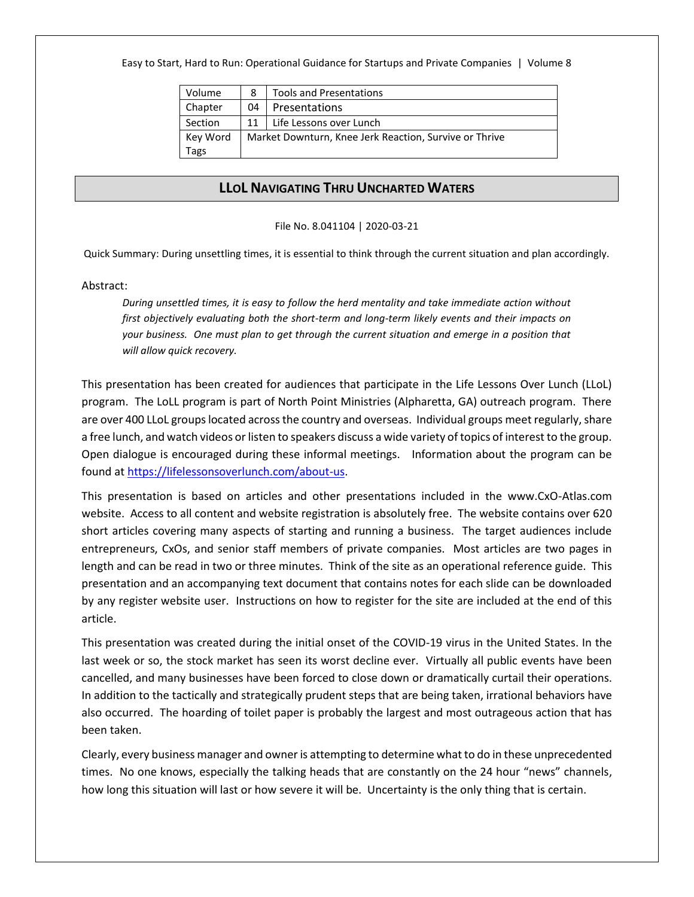| Volume | 8 | Tools and Presentations |
|---|---|---|
| Chapter | 04 | Presentations |
| Section | 11 | Life Lessons over Lunch |
| Key Word Tags | Market Downturn, Knee Jerk Reaction, Survive or Thrive | |

# LLoL Navigating Thru Uncharted Waters

File No. 8.041104 | 2020-03-21

Quick Summary: During unsettling times, it is essential to think through the current situation and plan accordingly.

Abstract:

*During unsettled times, it is easy to follow the herd mentality and take immediate action without first objectively evaluating both the short-term and long-term likely events and their impacts on your business. One must plan to get through the current situation and emerge in a position that will allow quick recovery.*

This presentation has been created for audiences that participate in the Life Lessons Over Lunch (LLoL) program. The LoLL program is part of North Point Ministries (Alpharetta, GA) outreach program. There are over 400 LLoL groups located across the country and overseas. Individual groups meet regularly, share a free lunch, and watch videos or listen to speakers discuss a wide variety of topics of interest to the group. Open dialogue is encouraged during these informal meetings. Information about the program can be found at [https://lifelessonsoverlunch.com/about-us](https://lifelessonsoverlunch.com/about-us).

This presentation is based on articles and other presentations included in the www.CxO-Atlas.com website. Access to all content and website registration is absolutely free. The website contains over 620 short articles covering many aspects of starting and running a business. The target audiences include entrepreneurs, CxOs, and senior staff members of private companies. Most articles are two pages in length and can be read in two or three minutes. Think of the site as an operational reference guide. This presentation and an accompanying text document that contains notes for each slide can be downloaded by any register website user. Instructions on how to register for the site are included at the end of this article.

This presentation was created during the initial onset of the COVID-19 virus in the United States. In the last week or so, the stock market has seen its worst decline ever. Virtually all public events have been cancelled, and many businesses have been forced to close down or dramatically curtail their operations. In addition to the tactically and strategically prudent steps that are being taken, irrational behaviors have also occurred. The hoarding of toilet paper is probably the largest and most outrageous action that has been taken.

Clearly, every business manager and owner is attempting to determine what to do in these unprecedented times. No one knows, especially the talking heads that are constantly on the 24 hour "news" channels, how long this situation will last or how severe it will be. Uncertainty is the only thing that is certain.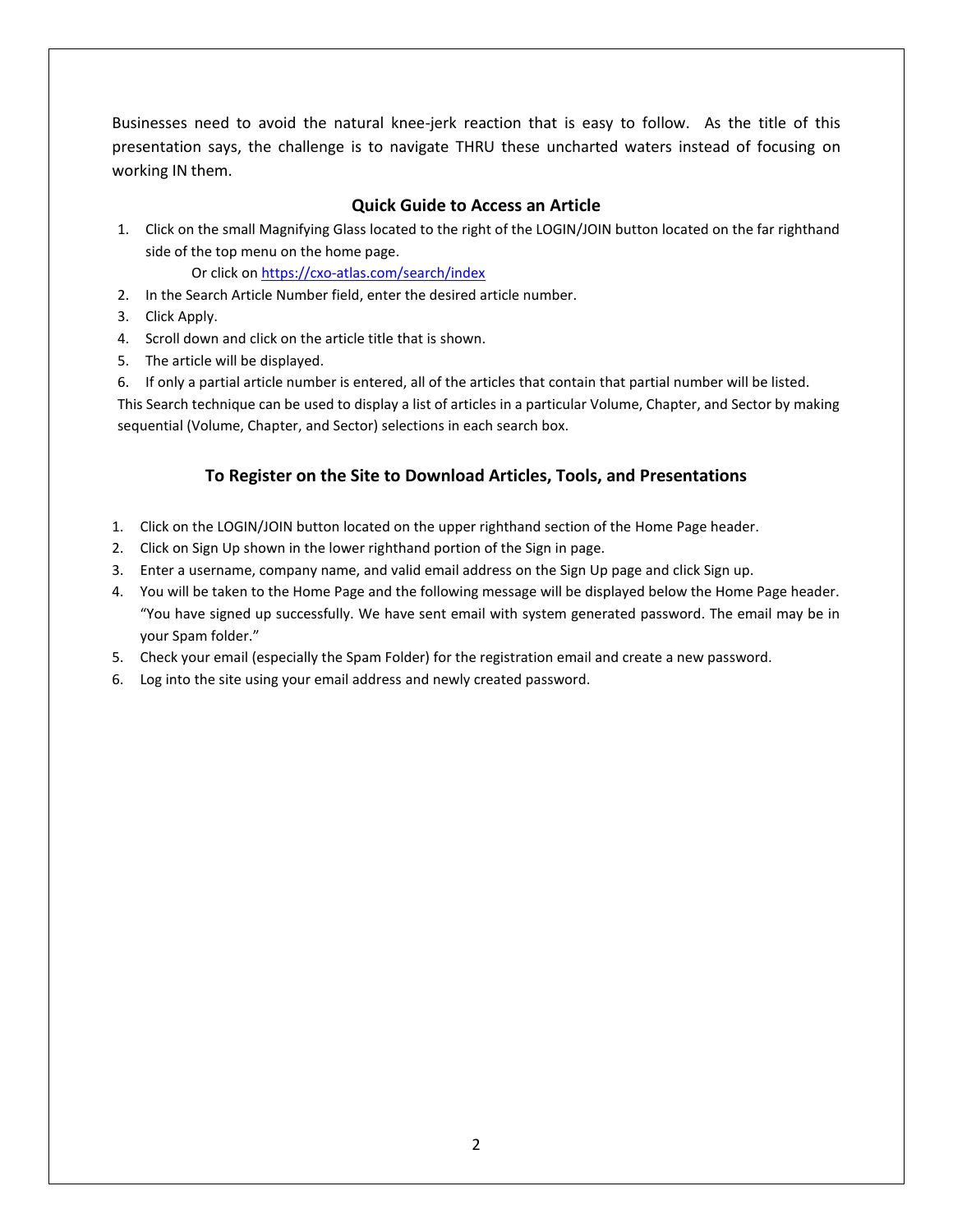Businesses need to avoid the natural knee-jerk reaction that is easy to follow. As the title of this presentation says, the challenge is to navigate THRU these uncharted waters instead of focusing on working IN them.

## Quick Guide to Access an Article

1. Click on the small Magnifying Glass located to the right of the LOGIN/JOIN button located on the far righthand side of the top menu on the home page.
   Or click on https://cxo-atlas.com/search/index
2. In the Search Article Number field, enter the desired article number.
3. Click Apply.
4. Scroll down and click on the article title that is shown.
5. The article will be displayed.
6. If only a partial article number is entered, all of the articles that contain that partial number will be listed.

This Search technique can be used to display a list of articles in a particular Volume, Chapter, and Sector by making sequential (Volume, Chapter, and Sector) selections in each search box.

## To Register on the Site to Download Articles, Tools, and Presentations

1. Click on the LOGIN/JOIN button located on the upper righthand section of the Home Page header.
2. Click on Sign Up shown in the lower righthand portion of the Sign in page.
3. Enter a username, company name, and valid email address on the Sign Up page and click Sign up.
4. You will be taken to the Home Page and the following message will be displayed below the Home Page header. "You have signed up successfully. We have sent email with system generated password. The email may be in your Spam folder."
5. Check your email (especially the Spam Folder) for the registration email and create a new password.
6. Log into the site using your email address and newly created password.